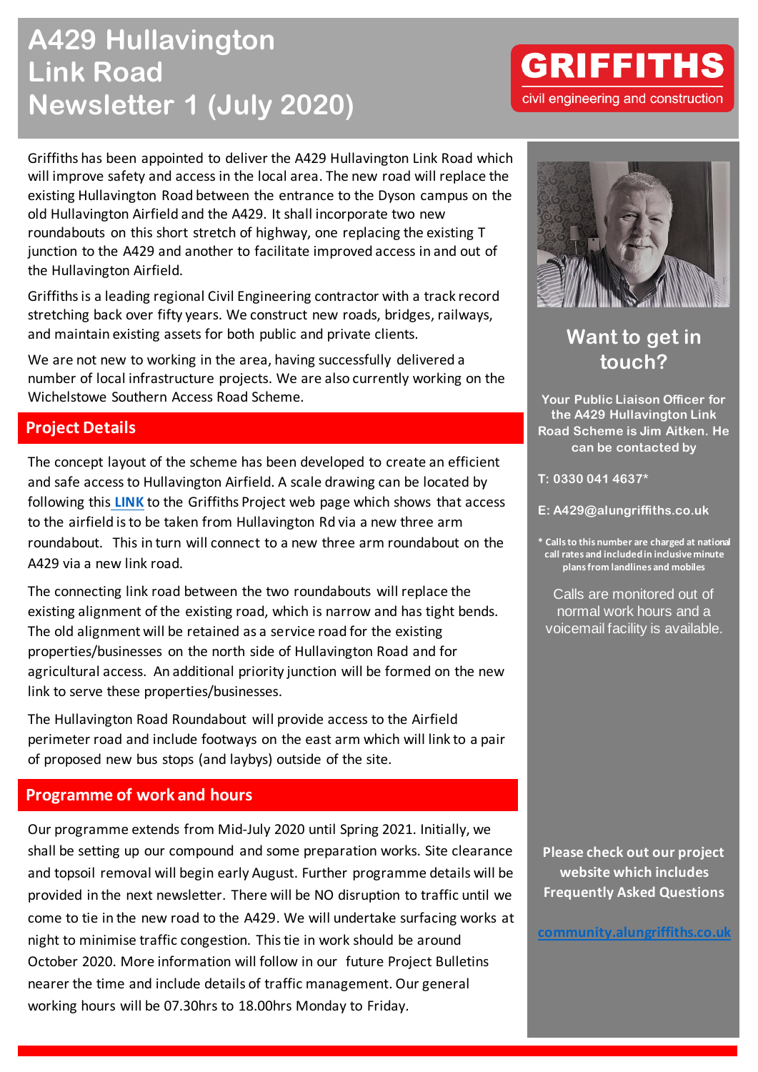# A429 Hullavington Link Road Newsletter 1 (July 2020)

**GRIFFITHS**
civil engineering and construction

Griffiths has been appointed to deliver the A429 Hullavington Link Road which will improve safety and access in the local area. The new road will replace the existing Hullavington Road between the entrance to the Dyson campus on the old Hullavington Airfield and the A429. It shall incorporate two new roundabouts on this short stretch of highway, one replacing the existing T junction to the A429 and another to facilitate improved access in and out of the Hullavington Airfield.

Griffiths is a leading regional Civil Engineering contractor with a track record stretching back over fifty years. We construct new roads, bridges, railways, and maintain existing assets for both public and private clients.

We are not new to working in the area, having successfully delivered a number of local infrastructure projects. We are also currently working on the Wichelstowe Southern Access Road Scheme.

## Project Details

The concept layout of the scheme has been developed to create an efficient and safe access to Hullavington Airfield. A scale drawing can be located by following this **LINK** to the Griffiths Project web page which shows that access to the airfield is to be taken from Hullavington Rd via a new three arm roundabout. This in turn will connect to a new three arm roundabout on the A429 via a new link road.

The connecting link road between the two roundabouts will replace the existing alignment of the existing road, which is narrow and has tight bends. The old alignment will be retained as a service road for the existing properties/businesses on the north side of Hullavington Road and for agricultural access. An additional priority junction will be formed on the new link to serve these properties/businesses.

The Hullavington Road Roundabout will provide access to the Airfield perimeter road and include footways on the east arm which will link to a pair of proposed new bus stops (and laybys) outside of the site.

## Programme of work and hours

Our programme extends from Mid-July 2020 until Spring 2021. Initially, we shall be setting up our compound and some preparation works. Site clearance and topsoil removal will begin early August. Further programme details will be provided in the next newsletter. There will be NO disruption to traffic until we come to tie in the new road to the A429. We will undertake surfacing works at night to minimise traffic congestion. This tie in work should be around October 2020. More information will follow in our future Project Bulletins nearer the time and include details of traffic management. Our general working hours will be 07.30hrs to 18.00hrs Monday to Friday.

## Want to get in touch?

**Your Public Liaison Officer for the A429 Hullavington Link Road Scheme is Jim Aitken. He can be contacted by**

**T: 0330 041 4637***

**E: A429@alungriffiths.co.uk**

*** Calls to this number are charged at national call rates and included in inclusive minute plans from landlines and mobiles**

Calls are monitored out of normal work hours and a voicemail facility is available.

**Please check out our project website which includes Frequently Asked Questions**

**community.alungriffiths.co.uk**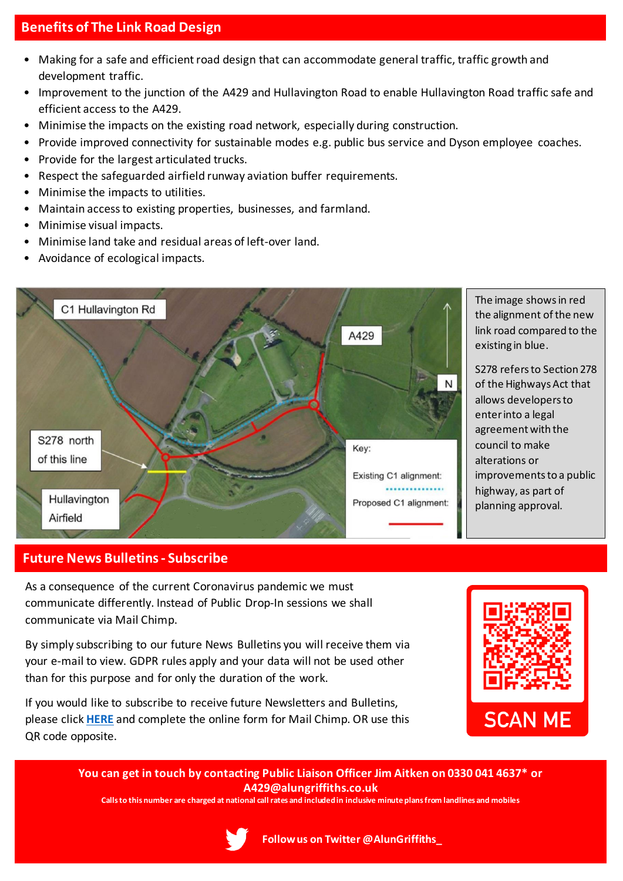## Benefits of The Link Road Design

- Making for a safe and efficient road design that can accommodate general traffic, traffic growth and development traffic.
- Improvement to the junction of the A429 and Hullavington Road to enable Hullavington Road traffic safe and efficient access to the A429.
- Minimise the impacts on the existing road network, especially during construction.
- Provide improved connectivity for sustainable modes e.g. public bus service and Dyson employee coaches.
- Provide for the largest articulated trucks.
- Respect the safeguarded airfield runway aviation buffer requirements.
- Minimise the impacts to utilities.
- Maintain access to existing properties, businesses, and farmland.
- Minimise visual impacts.
- Minimise land take and residual areas of left-over land.
- Avoidance of ecological impacts.

C1 Hullavington Rd

A429

N

S278 north of this line

Hullavington Airfield

Key:

Existing C1 alignment:

Proposed C1 alignment:

The image shows in red the alignment of the new link road compared to the existing in blue.

S278 refers to Section 278 of the Highways Act that allows developers to enter into a legal agreement with the council to make alterations or improvements to a public highway, as part of planning approval.

## Future News Bulletins - Subscribe

As a consequence of the current Coronavirus pandemic we must communicate differently. Instead of Public Drop-In sessions we shall communicate via Mail Chimp.

By simply subscribing to our future News Bulletins you will receive them via your e-mail to view. GDPR rules apply and your data will not be used other than for this purpose and for only the duration of the work.

If you would like to subscribe to receive future Newsletters and Bulletins, please click **HERE** and complete the online form for Mail Chimp. OR use this QR code opposite.

SCAN ME

**You can get in touch by contacting Public Liaison Officer Jim Aitken on 0330 041 4637* or A429@alungriffiths.co.uk**

**Calls to this number are charged at national call rates and included in inclusive minute plans from landlines and mobiles**

**Follow us on Twitter @AlunGriffiths_**